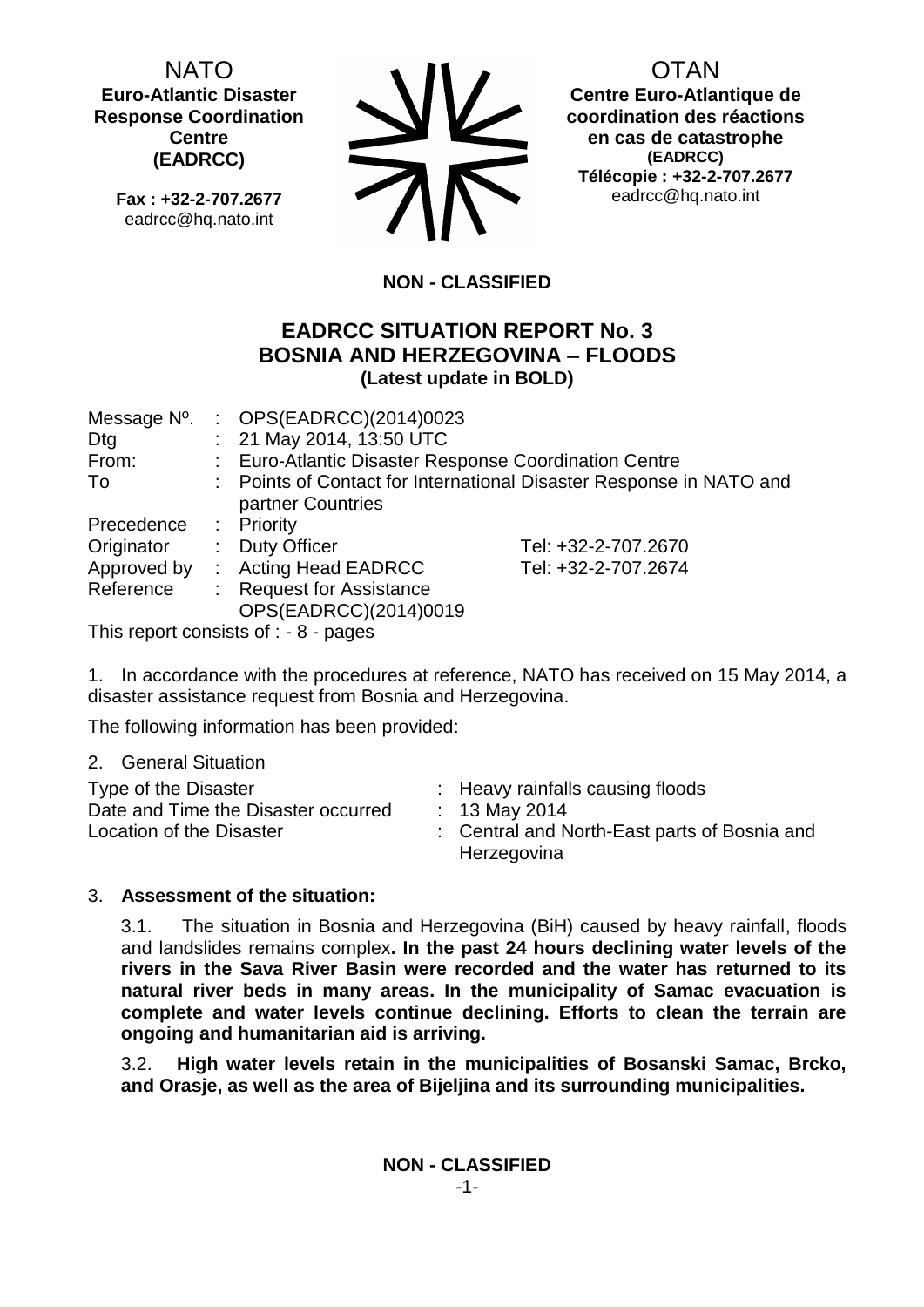NATO
**Euro-Atlantic Disaster Response Coordination Centre (EADRCC)**

**Fax : +32-2-707.2677**
eadrcc@hq.nato.int

OTAN
**Centre Euro-Atlantique de coordination des réactions en cas de catastrophe (EADRCC)**
**Télécopie : +32-2-707.2677**
eadrcc@hq.nato.int

**NON - CLASSIFIED**

# EADRCC SITUATION REPORT No. 3
# BOSNIA AND HERZEGOVINA – FLOODS
**(Latest update in BOLD)**

| | | | |
|---|---|---|---|
| Message Nº. | : | OPS(EADRCC)(2014)0023 | |
| Dtg | : | 21 May 2014, 13:50 UTC | |
| From: | : | Euro-Atlantic Disaster Response Coordination Centre | |
| To | : | Points of Contact for International Disaster Response in NATO and partner Countries | |
| Precedence | : | Priority | |
| Originator | : | Duty Officer | Tel: +32-2-707.2670 |
| Approved by | : | Acting Head EADRCC | Tel: +32-2-707.2674 |
| Reference | : | Request for Assistance OPS(EADRCC)(2014)0019 | |

This report consists of : - 8 - pages

1. In accordance with the procedures at reference, NATO has received on 15 May 2014, a disaster assistance request from Bosnia and Herzegovina.

The following information has been provided:

2. General Situation

| | | |
|---|---|---|
| Type of the Disaster | : | Heavy rainfalls causing floods |
| Date and Time the Disaster occurred | : | 13 May 2014 |
| Location of the Disaster | : | Central and North-East parts of Bosnia and Herzegovina |

3. **Assessment of the situation:**

3.1. The situation in Bosnia and Herzegovina (BiH) caused by heavy rainfall, floods and landslides remains complex**. In the past 24 hours declining water levels of the rivers in the Sava River Basin were recorded and the water has returned to its natural river beds in many areas. In the municipality of Samac evacuation is complete and water levels continue declining. Efforts to clean the terrain are ongoing and humanitarian aid is arriving.**

3.2. **High water levels retain in the municipalities of Bosanski Samac, Brcko, and Orasje, as well as the area of Bijeljina and its surrounding municipalities.**

**NON - CLASSIFIED**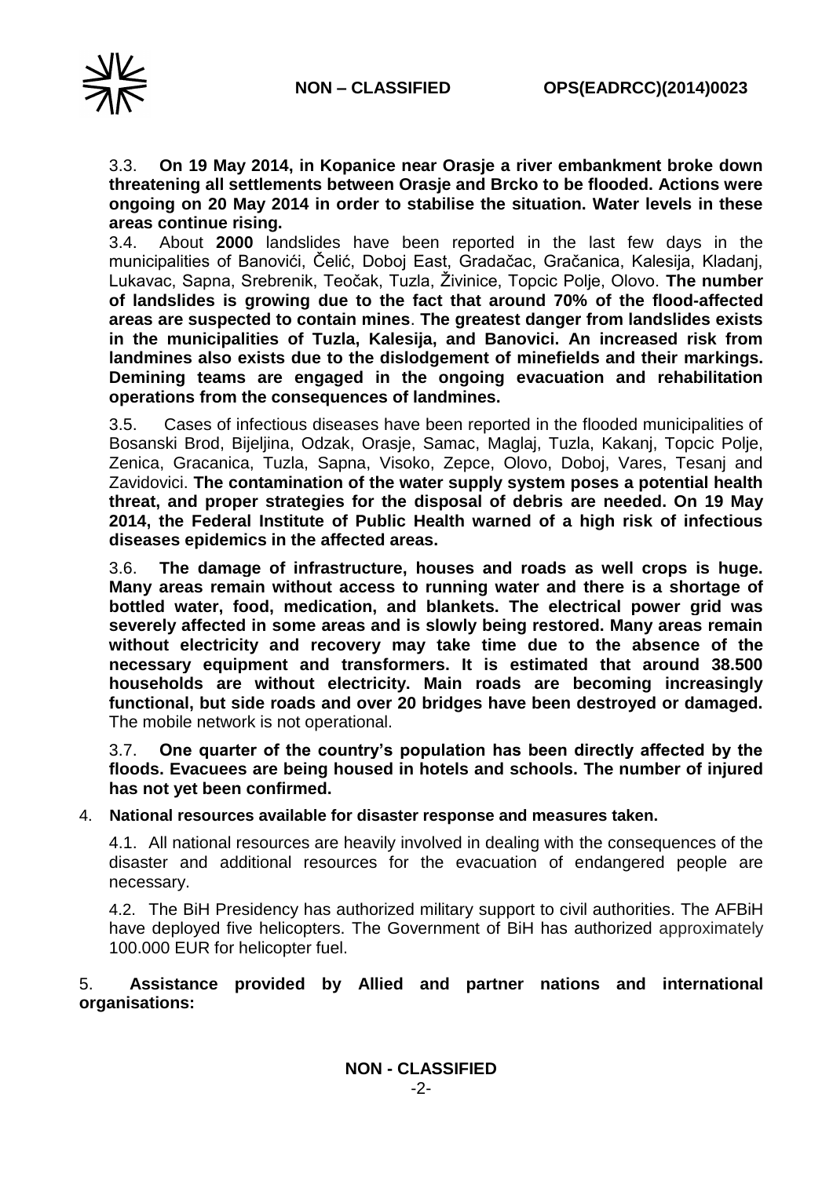3.3. **On 19 May 2014, in Kopanice near Orasje a river embankment broke down threatening all settlements between Orasje and Brcko to be flooded. Actions were ongoing on 20 May 2014 in order to stabilise the situation. Water levels in these areas continue rising.**

3.4. About **2000** landslides have been reported in the last few days in the municipalities of Banovići, Čelić, Doboj East, Gradačac, Gračanica, Kalesija, Kladanj, Lukavac, Sapna, Srebrenik, Teočak, Tuzla, Živinice, Topcic Polje, Olovo. **The number of landslides is growing due to the fact that around 70% of the flood-affected areas are suspected to contain mines**. **The greatest danger from landslides exists in the municipalities of Tuzla, Kalesija, and Banovici. An increased risk from landmines also exists due to the dislodgement of minefields and their markings. Demining teams are engaged in the ongoing evacuation and rehabilitation operations from the consequences of landmines.**

3.5. Cases of infectious diseases have been reported in the flooded municipalities of Bosanski Brod, Bijeljina, Odzak, Orasje, Samac, Maglaj, Tuzla, Kakanj, Topcic Polje, Zenica, Gracanica, Tuzla, Sapna, Visoko, Zepce, Olovo, Doboj, Vares, Tesanj and Zavidovici. **The contamination of the water supply system poses a potential health threat, and proper strategies for the disposal of debris are needed. On 19 May 2014, the Federal Institute of Public Health warned of a high risk of infectious diseases epidemics in the affected areas.**

3.6. **The damage of infrastructure, houses and roads as well crops is huge. Many areas remain without access to running water and there is a shortage of bottled water, food, medication, and blankets. The electrical power grid was severely affected in some areas and is slowly being restored. Many areas remain without electricity and recovery may take time due to the absence of the necessary equipment and transformers. It is estimated that around 38.500 households are without electricity. Main roads are becoming increasingly functional, but side roads and over 20 bridges have been destroyed or damaged.** The mobile network is not operational.

3.7. **One quarter of the country's population has been directly affected by the floods. Evacuees are being housed in hotels and schools. The number of injured has not yet been confirmed.**

4. **National resources available for disaster response and measures taken.**

4.1. All national resources are heavily involved in dealing with the consequences of the disaster and additional resources for the evacuation of endangered people are necessary.

4.2. The BiH Presidency has authorized military support to civil authorities. The AFBiH have deployed five helicopters. The Government of BiH has authorized approximately 100.000 EUR for helicopter fuel.

5. **Assistance provided by Allied and partner nations and international organisations:**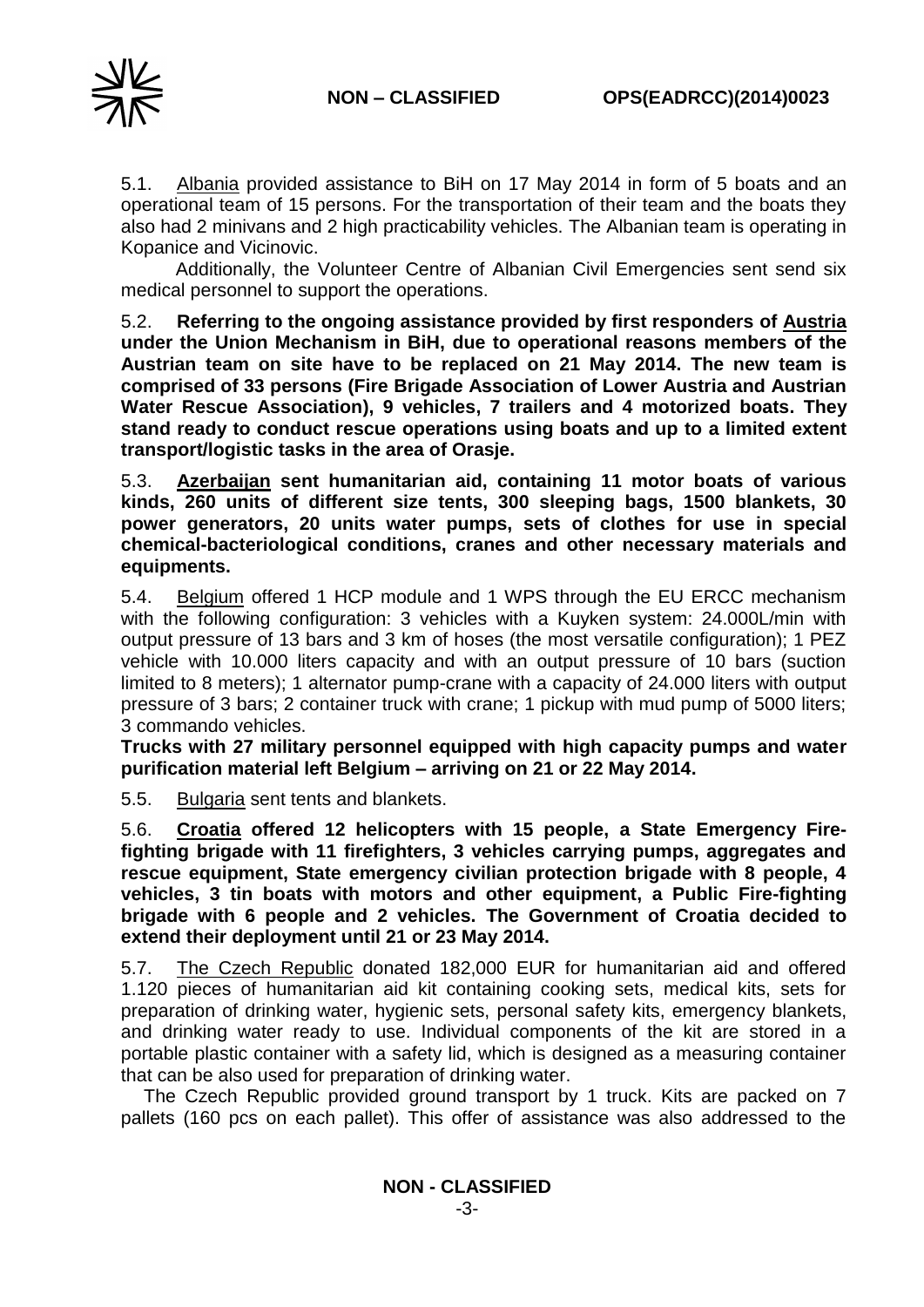5.1. Albania provided assistance to BiH on 17 May 2014 in form of 5 boats and an operational team of 15 persons. For the transportation of their team and the boats they also had 2 minivans and 2 high practicability vehicles. The Albanian team is operating in Kopanice and Vicinovic.

Additionally, the Volunteer Centre of Albanian Civil Emergencies sent send six medical personnel to support the operations.

5.2. **Referring to the ongoing assistance provided by first responders of Austria under the Union Mechanism in BiH, due to operational reasons members of the Austrian team on site have to be replaced on 21 May 2014. The new team is comprised of 33 persons (Fire Brigade Association of Lower Austria and Austrian Water Rescue Association), 9 vehicles, 7 trailers and 4 motorized boats. They stand ready to conduct rescue operations using boats and up to a limited extent transport/logistic tasks in the area of Orasje.**

5.3. **Azerbaijan sent humanitarian aid, containing 11 motor boats of various kinds, 260 units of different size tents, 300 sleeping bags, 1500 blankets, 30 power generators, 20 units water pumps, sets of clothes for use in special chemical-bacteriological conditions, cranes and other necessary materials and equipments.**

5.4. Belgium offered 1 HCP module and 1 WPS through the EU ERCC mechanism with the following configuration: 3 vehicles with a Kuyken system: 24.000L/min with output pressure of 13 bars and 3 km of hoses (the most versatile configuration); 1 PEZ vehicle with 10.000 liters capacity and with an output pressure of 10 bars (suction limited to 8 meters); 1 alternator pump-crane with a capacity of 24.000 liters with output pressure of 3 bars; 2 container truck with crane; 1 pickup with mud pump of 5000 liters; 3 commando vehicles.

**Trucks with 27 military personnel equipped with high capacity pumps and water purification material left Belgium – arriving on 21 or 22 May 2014.**

5.5. Bulgaria sent tents and blankets.

5.6. **Croatia offered 12 helicopters with 15 people, a State Emergency Fire-fighting brigade with 11 firefighters, 3 vehicles carrying pumps, aggregates and rescue equipment, State emergency civilian protection brigade with 8 people, 4 vehicles, 3 tin boats with motors and other equipment, a Public Fire-fighting brigade with 6 people and 2 vehicles. The Government of Croatia decided to extend their deployment until 21 or 23 May 2014.**

5.7. The Czech Republic donated 182,000 EUR for humanitarian aid and offered 1.120 pieces of humanitarian aid kit containing cooking sets, medical kits, sets for preparation of drinking water, hygienic sets, personal safety kits, emergency blankets, and drinking water ready to use. Individual components of the kit are stored in a portable plastic container with a safety lid, which is designed as a measuring container that can be also used for preparation of drinking water.

The Czech Republic provided ground transport by 1 truck. Kits are packed on 7 pallets (160 pcs on each pallet). This offer of assistance was also addressed to the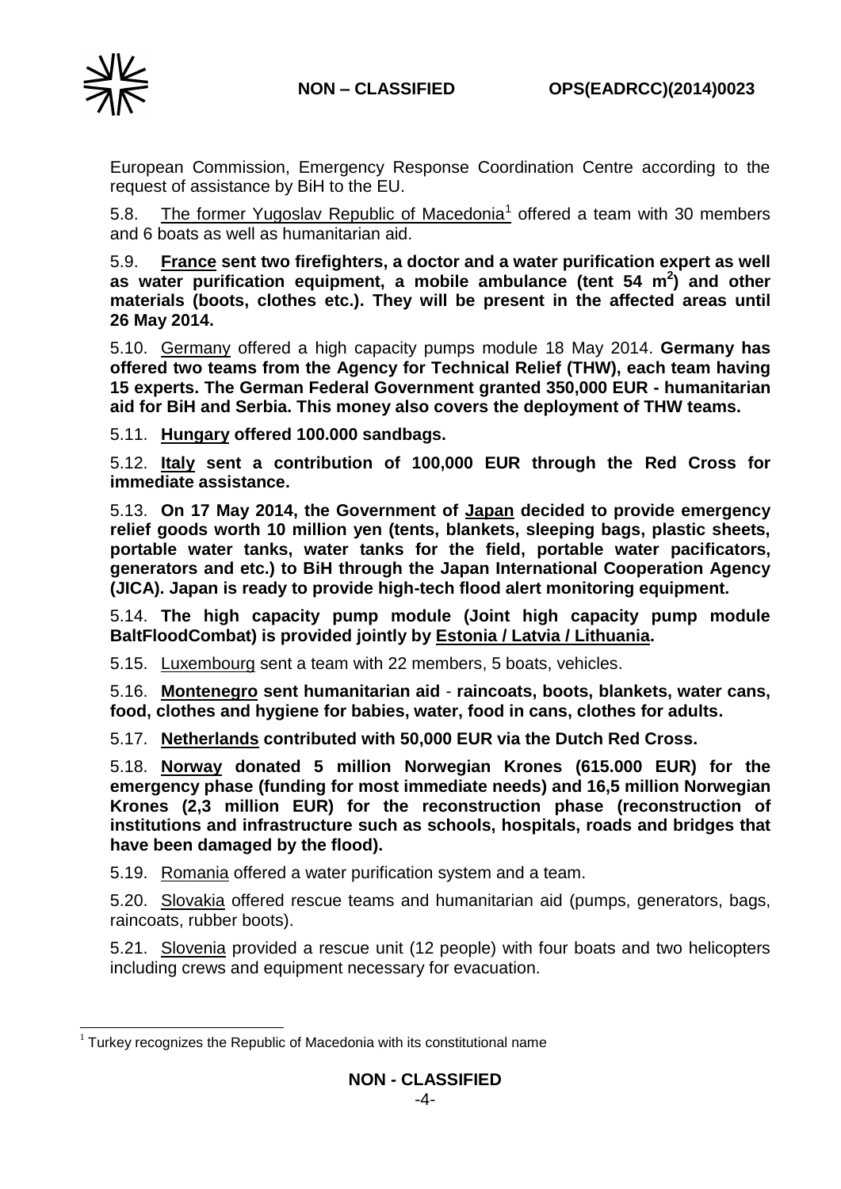European Commission, Emergency Response Coordination Centre according to the request of assistance by BiH to the EU.

5.8. The former Yugoslav Republic of Macedonia[1] offered a team with 30 members and 6 boats as well as humanitarian aid.

5.9. **France sent two firefighters, a doctor and a water purification expert as well as water purification equipment, a mobile ambulance (tent 54 m$^2$) and other materials (boots, clothes etc.). They will be present in the affected areas until 26 May 2014.**

5.10. Germany offered a high capacity pumps module 18 May 2014. **Germany has offered two teams from the Agency for Technical Relief (THW), each team having 15 experts. The German Federal Government granted 350,000 EUR - humanitarian aid for BiH and Serbia. This money also covers the deployment of THW teams.**

5.11. **Hungary offered 100.000 sandbags.**

5.12. **Italy sent a contribution of 100,000 EUR through the Red Cross for immediate assistance.**

5.13. **On 17 May 2014, the Government of Japan decided to provide emergency relief goods worth 10 million yen (tents, blankets, sleeping bags, plastic sheets, portable water tanks, water tanks for the field, portable water pacificators, generators and etc.) to BiH through the Japan International Cooperation Agency (JICA). Japan is ready to provide high-tech flood alert monitoring equipment.**

5.14. **The high capacity pump module (Joint high capacity pump module BaltFloodCombat) is provided jointly by Estonia / Latvia / Lithuania.**

5.15. Luxembourg sent a team with 22 members, 5 boats, vehicles.

5.16. **Montenegro sent humanitarian aid - raincoats, boots, blankets, water cans, food, clothes and hygiene for babies, water, food in cans, clothes for adults.**

5.17. **Netherlands contributed with 50,000 EUR via the Dutch Red Cross.**

5.18. **Norway donated 5 million Norwegian Krones (615.000 EUR) for the emergency phase (funding for most immediate needs) and 16,5 million Norwegian Krones (2,3 million EUR) for the reconstruction phase (reconstruction of institutions and infrastructure such as schools, hospitals, roads and bridges that have been damaged by the flood).**

5.19. Romania offered a water purification system and a team.

5.20. Slovakia offered rescue teams and humanitarian aid (pumps, generators, bags, raincoats, rubber boots).

5.21. Slovenia provided a rescue unit (12 people) with four boats and two helicopters including crews and equipment necessary for evacuation.

---

[1] Turkey recognizes the Republic of Macedonia with its constitutional name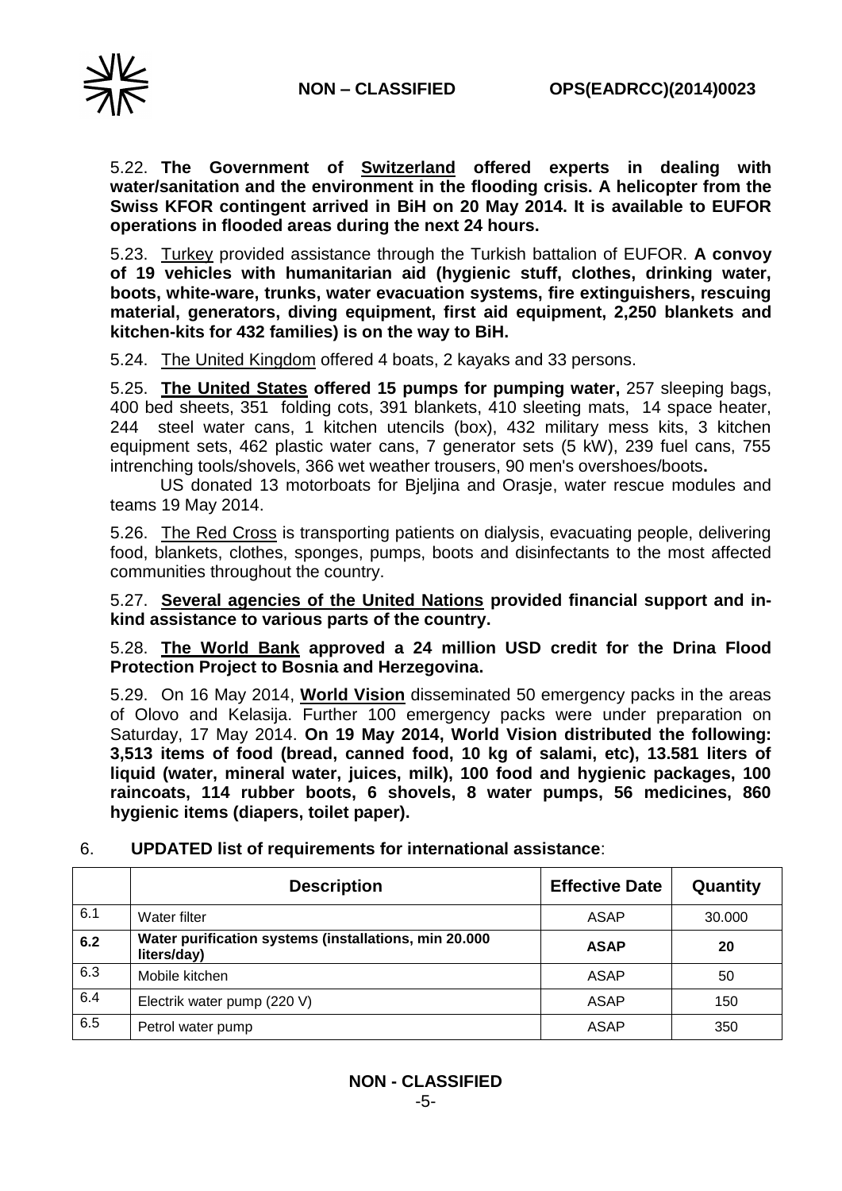5.22. **The Government of <u>Switzerland</u> offered experts in dealing with water/sanitation and the environment in the flooding crisis. A helicopter from the Swiss KFOR contingent arrived in BiH on 20 May 2014. It is available to EUFOR operations in flooded areas during the next 24 hours.**

5.23. <u>Turkey</u> provided assistance through the Turkish battalion of EUFOR. **A convoy of 19 vehicles with humanitarian aid (hygienic stuff, clothes, drinking water, boots, white-ware, trunks, water evacuation systems, fire extinguishers, rescuing material, generators, diving equipment, first aid equipment, 2,250 blankets and kitchen-kits for 432 families) is on the way to BiH.**

5.24. <u>The United Kingdom</u> offered 4 boats, 2 kayaks and 33 persons.

5.25. **<u>The United States</u> offered 15 pumps for pumping water,** 257 sleeping bags, 400 bed sheets, 351 folding cots, 391 blankets, 410 sleeting mats, 14 space heater, 244 steel water cans, 1 kitchen utencils (box), 432 military mess kits, 3 kitchen equipment sets, 462 plastic water cans, 7 generator sets (5 kW), 239 fuel cans, 755 intrenching tools/shovels, 366 wet weather trousers, 90 men's overshoes/boots**.**

US donated 13 motorboats for Bjeljina and Orasje, water rescue modules and teams 19 May 2014.

5.26. <u>The Red Cross</u> is transporting patients on dialysis, evacuating people, delivering food, blankets, clothes, sponges, pumps, boots and disinfectants to the most affected communities throughout the country.

5.27. **<u>Several agencies of the United Nations</u> provided financial support and in-kind assistance to various parts of the country.**

5.28. **<u>The World Bank</u> approved a 24 million USD credit for the Drina Flood Protection Project to Bosnia and Herzegovina.**

5.29. On 16 May 2014, **<u>World Vision</u>** disseminated 50 emergency packs in the areas of Olovo and Kelasija. Further 100 emergency packs were under preparation on Saturday, 17 May 2014. **On 19 May 2014, World Vision distributed the following: 3,513 items of food (bread, canned food, 10 kg of salami, etc), 13.581 liters of liquid (water, mineral water, juices, milk), 100 food and hygienic packages, 100 raincoats, 114 rubber boots, 6 shovels, 8 water pumps, 56 medicines, 860 hygienic items (diapers, toilet paper).**

6. **UPDATED list of requirements for international assistance**:

| | Description | Effective Date | Quantity |
|---|---|---|---|
| 6.1 | Water filter | ASAP | 30.000 |
| **6.2** | **Water purification systems (installations, min 20.000 liters/day)** | **ASAP** | **20** |
| 6.3 | Mobile kitchen | ASAP | 50 |
| 6.4 | Electrik water pump (220 V) | ASAP | 150 |
| 6.5 | Petrol water pump | ASAP | 350 |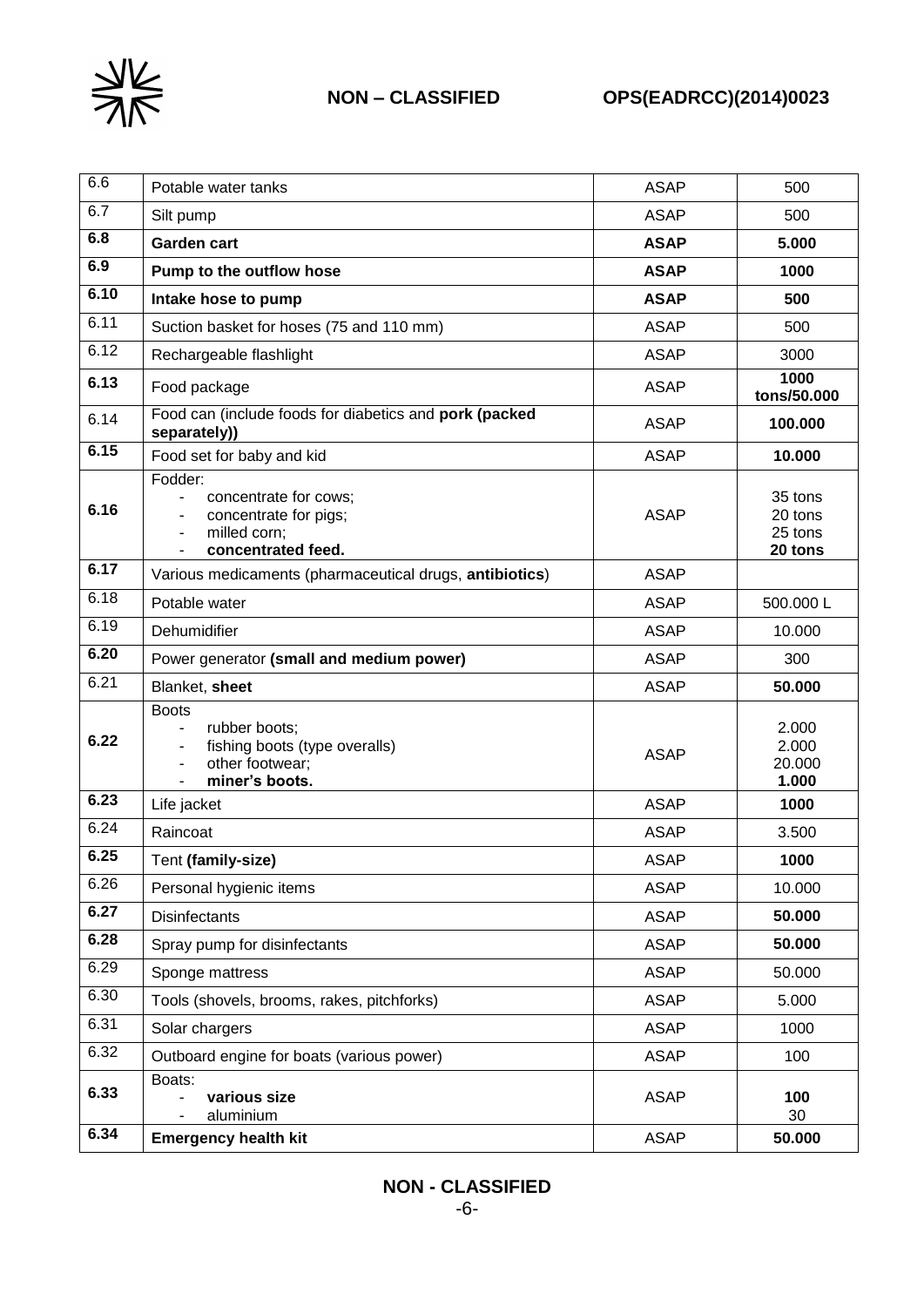| 6.6 | Potable water tanks | ASAP | 500 |
|---|---|---|---|
| 6.7 | Silt pump | ASAP | 500 |
| **6.8** | **Garden cart** | **ASAP** | **5.000** |
| **6.9** | **Pump to the outflow hose** | **ASAP** | **1000** |
| **6.10** | **Intake hose to pump** | **ASAP** | **500** |
| 6.11 | Suction basket for hoses (75 and 110 mm) | ASAP | 500 |
| 6.12 | Rechargeable flashlight | ASAP | 3000 |
| **6.13** | Food package | ASAP | **1000 tons/50.000** |
| 6.14 | Food can (include foods for diabetics and **pork (packed separately))** | ASAP | **100.000** |
| **6.15** | Food set for baby and kid | ASAP | **10.000** |
| **6.16** | Fodder: <br>- concentrate for cows; <br>- concentrate for pigs; <br>- milled corn; <br>- **concentrated feed.** | ASAP | 35 tons <br>20 tons <br>25 tons <br>**20 tons** |
| **6.17** | Various medicaments (pharmaceutical drugs, **antibiotics**) | ASAP | |
| 6.18 | Potable water | ASAP | 500.000 L |
| 6.19 | Dehumidifier | ASAP | 10.000 |
| **6.20** | Power generator **(small and medium power)** | ASAP | 300 |
| 6.21 | Blanket, **sheet** | ASAP | **50.000** |
| **6.22** | Boots <br>- rubber boots; <br>- fishing boots (type overalls) <br>- other footwear; <br>- **miner's boots.** | ASAP | 2.000 <br>2.000 <br>20.000 <br>**1.000** |
| **6.23** | Life jacket | ASAP | **1000** |
| 6.24 | Raincoat | ASAP | 3.500 |
| **6.25** | Tent **(family-size)** | ASAP | **1000** |
| 6.26 | Personal hygienic items | ASAP | 10.000 |
| **6.27** | Disinfectants | ASAP | **50.000** |
| **6.28** | Spray pump for disinfectants | ASAP | **50.000** |
| 6.29 | Sponge mattress | ASAP | 50.000 |
| 6.30 | Tools (shovels, brooms, rakes, pitchforks) | ASAP | 5.000 |
| 6.31 | Solar chargers | ASAP | 1000 |
| 6.32 | Outboard engine for boats (various power) | ASAP | 100 |
| **6.33** | Boats: <br>- **various size** <br>- aluminium | ASAP | **100** <br>30 |
| **6.34** | **Emergency health kit** | ASAP | **50.000** |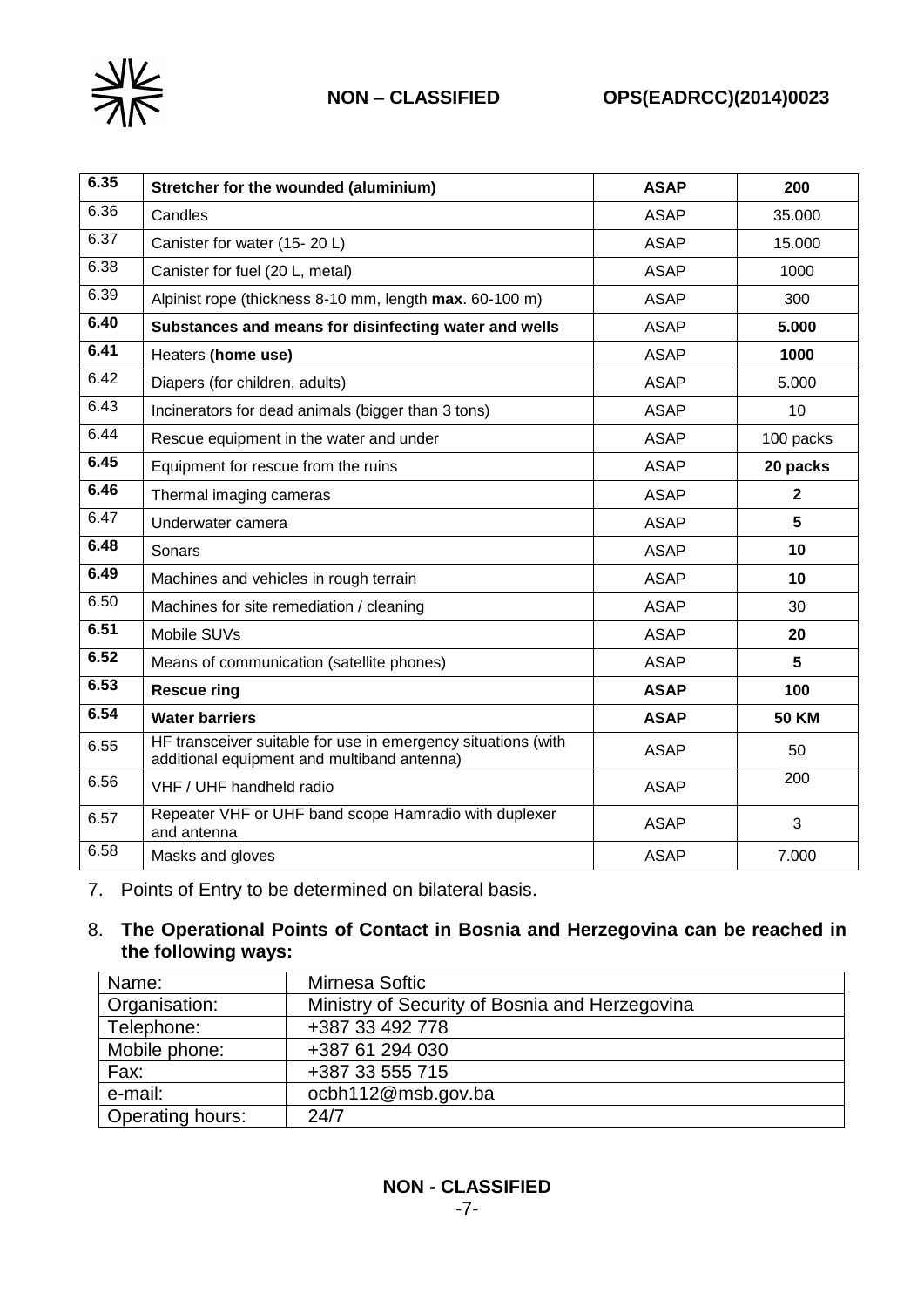| **6.35** | **Stretcher for the wounded (aluminium)** | **ASAP** | **200** |
|---|---|---|---|
| 6.36 | Candles | ASAP | 35.000 |
| 6.37 | Canister for water (15- 20 L) | ASAP | 15.000 |
| 6.38 | Canister for fuel (20 L, metal) | ASAP | 1000 |
| 6.39 | Alpinist rope (thickness 8-10 mm, length **max**. 60-100 m) | ASAP | 300 |
| **6.40** | **Substances and means for disinfecting water and wells** | ASAP | **5.000** |
| **6.41** | Heaters **(home use)** | ASAP | **1000** |
| 6.42 | Diapers (for children, adults) | ASAP | 5.000 |
| 6.43 | Incinerators for dead animals (bigger than 3 tons) | ASAP | 10 |
| 6.44 | Rescue equipment in the water and under | ASAP | 100 packs |
| **6.45** | Equipment for rescue from the ruins | ASAP | **20 packs** |
| **6.46** | Thermal imaging cameras | ASAP | **2** |
| 6.47 | Underwater camera | ASAP | **5** |
| **6.48** | Sonars | ASAP | **10** |
| **6.49** | Machines and vehicles in rough terrain | ASAP | **10** |
| 6.50 | Machines for site remediation / cleaning | ASAP | 30 |
| **6.51** | Mobile SUVs | ASAP | **20** |
| **6.52** | Means of communication (satellite phones) | ASAP | **5** |
| **6.53** | **Rescue ring** | **ASAP** | **100** |
| **6.54** | **Water barriers** | **ASAP** | **50 KM** |
| 6.55 | HF transceiver suitable for use in emergency situations (with additional equipment and multiband antenna) | ASAP | 50 |
| 6.56 | VHF / UHF handheld radio | ASAP | 200 |
| 6.57 | Repeater VHF or UHF band scope Hamradio with duplexer and antenna | ASAP | 3 |
| 6.58 | Masks and gloves | ASAP | 7.000 |

7. Points of Entry to be determined on bilateral basis.

8. **The Operational Points of Contact in Bosnia and Herzegovina can be reached in the following ways:**

| Name: | Mirnesa Softic |
|---|---|
| Organisation: | Ministry of Security of Bosnia and Herzegovina |
| Telephone: | +387 33 492 778 |
| Mobile phone: | +387 61 294 030 |
| Fax: | +387 33 555 715 |
| e-mail: | ocbh112@msb.gov.ba |
| Operating hours: | 24/7 |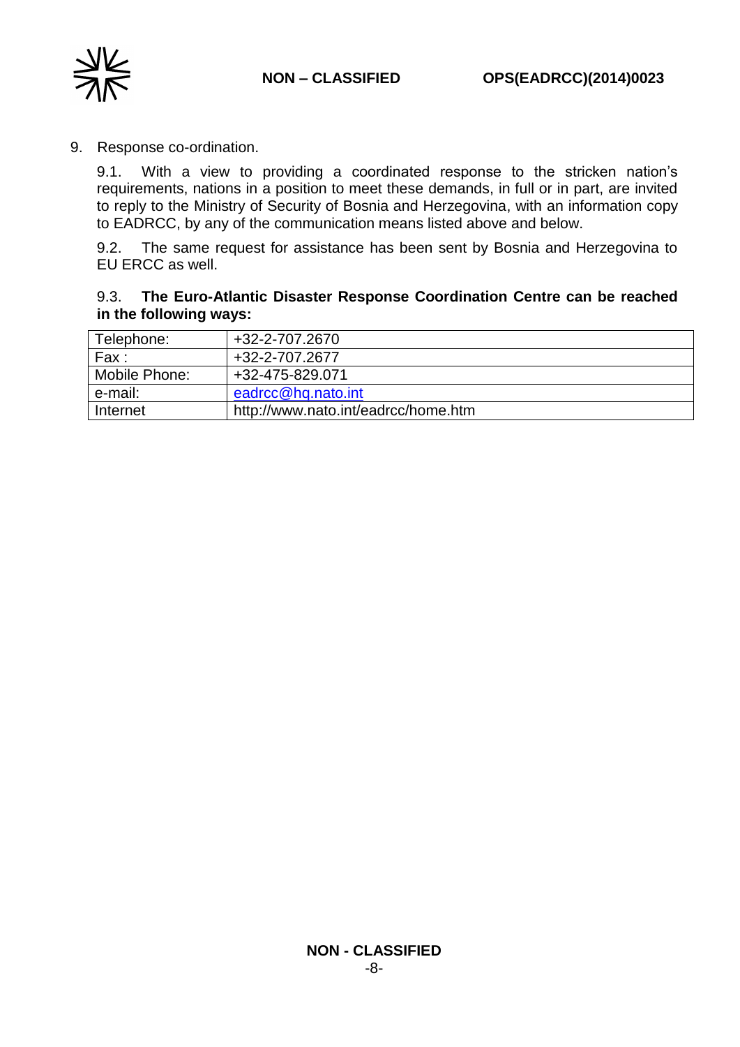9. Response co-ordination.

   9.1. With a view to providing a coordinated response to the stricken nation's requirements, nations in a position to meet these demands, in full or in part, are invited to reply to the Ministry of Security of Bosnia and Herzegovina, with an information copy to EADRCC, by any of the communication means listed above and below.

   9.2. The same request for assistance has been sent by Bosnia and Herzegovina to EU ERCC as well.

   9.3. **The Euro-Atlantic Disaster Response Coordination Centre can be reached in the following ways:**

| | |
|---|---|
| Telephone: | +32-2-707.2670 |
| Fax : | +32-2-707.2677 |
| Mobile Phone: | +32-475-829.071 |
| e-mail: | eadrcc@hq.nato.int |
| Internet | http://www.nato.int/eadrcc/home.htm |